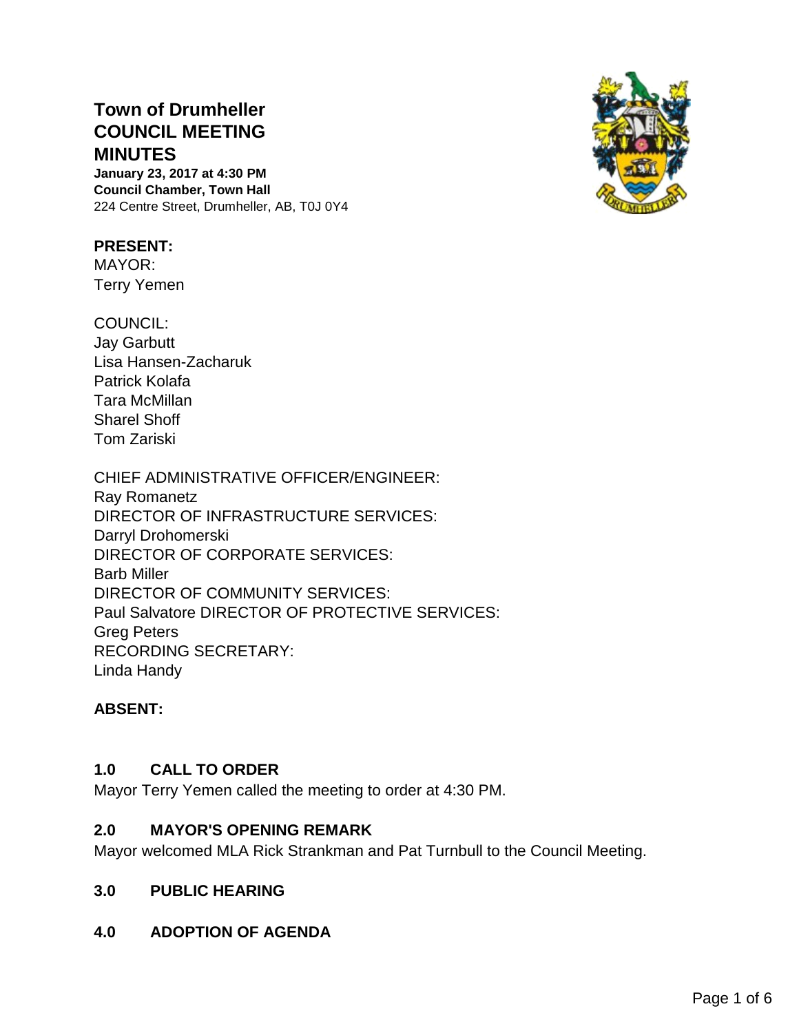# Town of Drumheller COUNCIL MEETING MINUTES

**January 23, 2017 at 4:30 PM**
**Council Chamber, Town Hall**
224 Centre Street, Drumheller, AB, T0J 0Y4

**PRESENT:**
MAYOR:
Terry Yemen

COUNCIL:
Jay Garbutt
Lisa Hansen-Zacharuk
Patrick Kolafa
Tara McMillan
Sharel Shoff
Tom Zariski

CHIEF ADMINISTRATIVE OFFICER/ENGINEER:
Ray Romanetz
DIRECTOR OF INFRASTRUCTURE SERVICES:
Darryl Drohomerski
DIRECTOR OF CORPORATE SERVICES:
Barb Miller
DIRECTOR OF COMMUNITY SERVICES:
Paul Salvatore DIRECTOR OF PROTECTIVE SERVICES:
Greg Peters
RECORDING SECRETARY:
Linda Handy

**ABSENT:**

## 1.0 CALL TO ORDER

Mayor Terry Yemen called the meeting to order at 4:30 PM.

## 2.0 MAYOR'S OPENING REMARK

Mayor welcomed MLA Rick Strankman and Pat Turnbull to the Council Meeting.

## 3.0 PUBLIC HEARING

## 4.0 ADOPTION OF AGENDA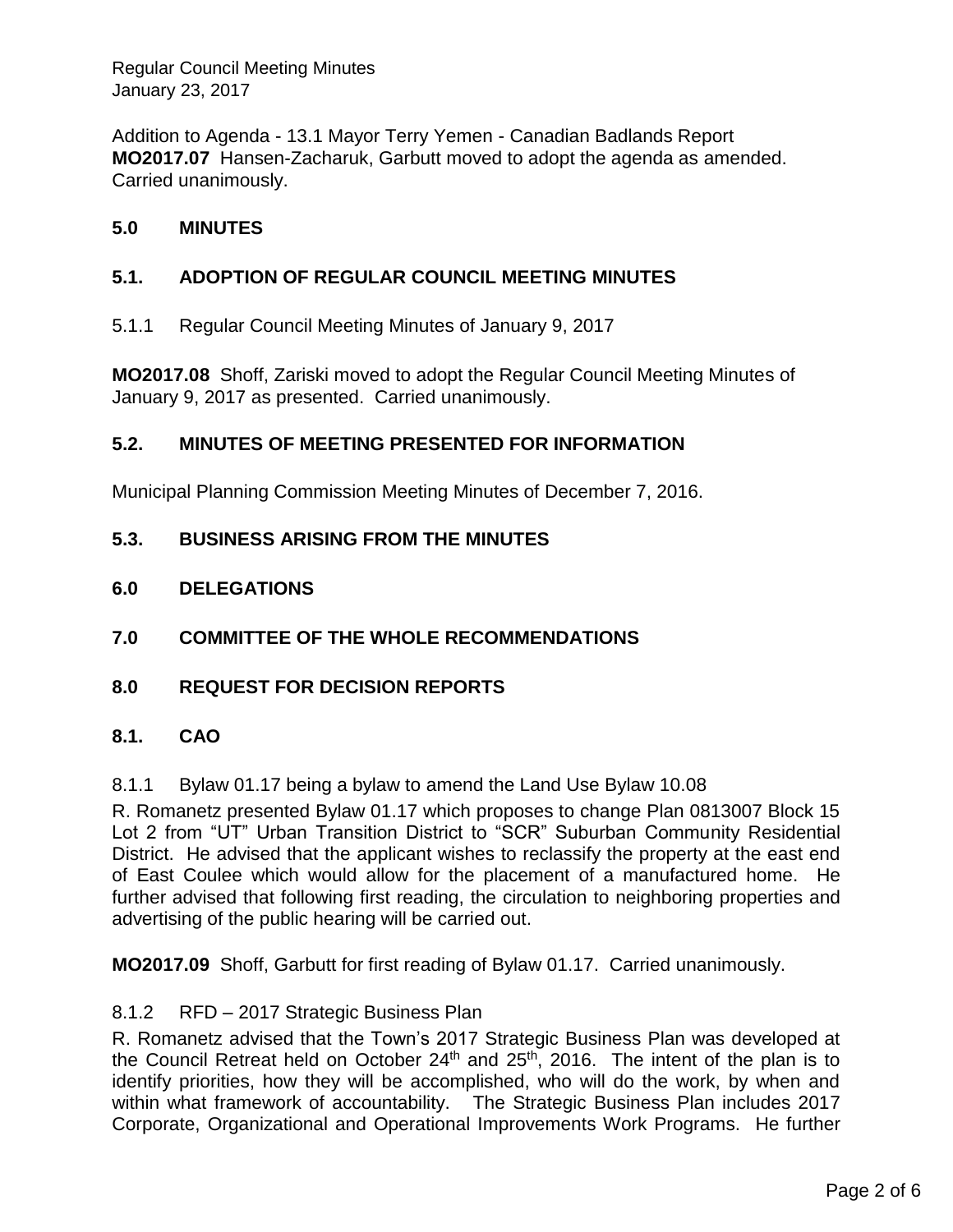Addition to Agenda - 13.1 Mayor Terry Yemen - Canadian Badlands Report
**MO2017.07** Hansen-Zacharuk, Garbutt moved to adopt the agenda as amended. Carried unanimously.

## 5.0 MINUTES

### 5.1. ADOPTION OF REGULAR COUNCIL MEETING MINUTES

5.1.1 Regular Council Meeting Minutes of January 9, 2017

**MO2017.08** Shoff, Zariski moved to adopt the Regular Council Meeting Minutes of January 9, 2017 as presented. Carried unanimously.

### 5.2. MINUTES OF MEETING PRESENTED FOR INFORMATION

Municipal Planning Commission Meeting Minutes of December 7, 2016.

### 5.3. BUSINESS ARISING FROM THE MINUTES

## 6.0 DELEGATIONS

## 7.0 COMMITTEE OF THE WHOLE RECOMMENDATIONS

## 8.0 REQUEST FOR DECISION REPORTS

### 8.1. CAO

8.1.1 Bylaw 01.17 being a bylaw to amend the Land Use Bylaw 10.08

R. Romanetz presented Bylaw 01.17 which proposes to change Plan 0813007 Block 15 Lot 2 from "UT" Urban Transition District to "SCR" Suburban Community Residential District. He advised that the applicant wishes to reclassify the property at the east end of East Coulee which would allow for the placement of a manufactured home. He further advised that following first reading, the circulation to neighboring properties and advertising of the public hearing will be carried out.

**MO2017.09** Shoff, Garbutt for first reading of Bylaw 01.17. Carried unanimously.

8.1.2 RFD – 2017 Strategic Business Plan

R. Romanetz advised that the Town's 2017 Strategic Business Plan was developed at the Council Retreat held on October 24th and 25th, 2016. The intent of the plan is to identify priorities, how they will be accomplished, who will do the work, by when and within what framework of accountability. The Strategic Business Plan includes 2017 Corporate, Organizational and Operational Improvements Work Programs. He further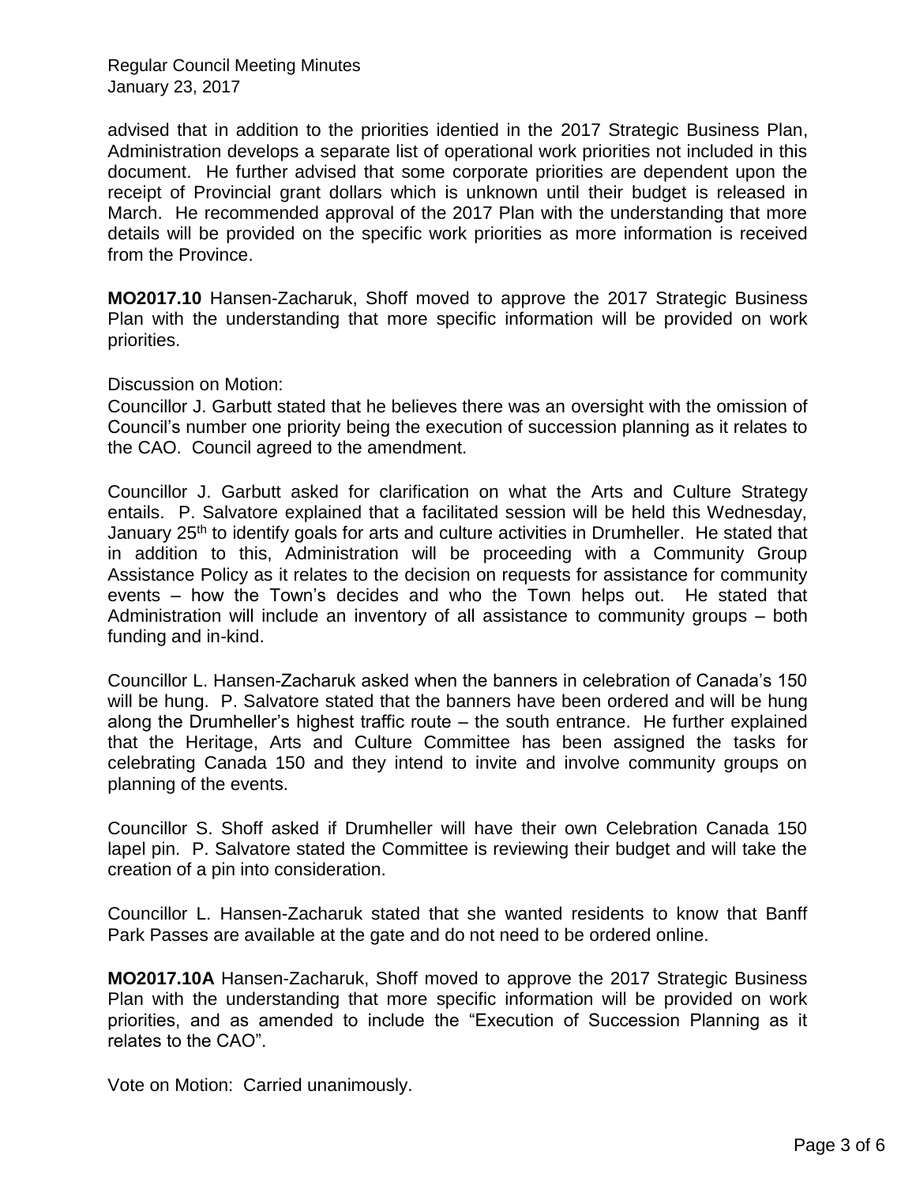advised that in addition to the priorities identied in the 2017 Strategic Business Plan, Administration develops a separate list of operational work priorities not included in this document. He further advised that some corporate priorities are dependent upon the receipt of Provincial grant dollars which is unknown until their budget is released in March. He recommended approval of the 2017 Plan with the understanding that more details will be provided on the specific work priorities as more information is received from the Province.

**MO2017.10** Hansen-Zacharuk, Shoff moved to approve the 2017 Strategic Business Plan with the understanding that more specific information will be provided on work priorities.

Discussion on Motion:
Councillor J. Garbutt stated that he believes there was an oversight with the omission of Council's number one priority being the execution of succession planning as it relates to the CAO. Council agreed to the amendment.

Councillor J. Garbutt asked for clarification on what the Arts and Culture Strategy entails. P. Salvatore explained that a facilitated session will be held this Wednesday, January 25th to identify goals for arts and culture activities in Drumheller. He stated that in addition to this, Administration will be proceeding with a Community Group Assistance Policy as it relates to the decision on requests for assistance for community events – how the Town's decides and who the Town helps out. He stated that Administration will include an inventory of all assistance to community groups – both funding and in-kind.

Councillor L. Hansen-Zacharuk asked when the banners in celebration of Canada's 150 will be hung. P. Salvatore stated that the banners have been ordered and will be hung along the Drumheller's highest traffic route – the south entrance. He further explained that the Heritage, Arts and Culture Committee has been assigned the tasks for celebrating Canada 150 and they intend to invite and involve community groups on planning of the events.

Councillor S. Shoff asked if Drumheller will have their own Celebration Canada 150 lapel pin. P. Salvatore stated the Committee is reviewing their budget and will take the creation of a pin into consideration.

Councillor L. Hansen-Zacharuk stated that she wanted residents to know that Banff Park Passes are available at the gate and do not need to be ordered online.

**MO2017.10A** Hansen-Zacharuk, Shoff moved to approve the 2017 Strategic Business Plan with the understanding that more specific information will be provided on work priorities, and as amended to include the "Execution of Succession Planning as it relates to the CAO".

Vote on Motion: Carried unanimously.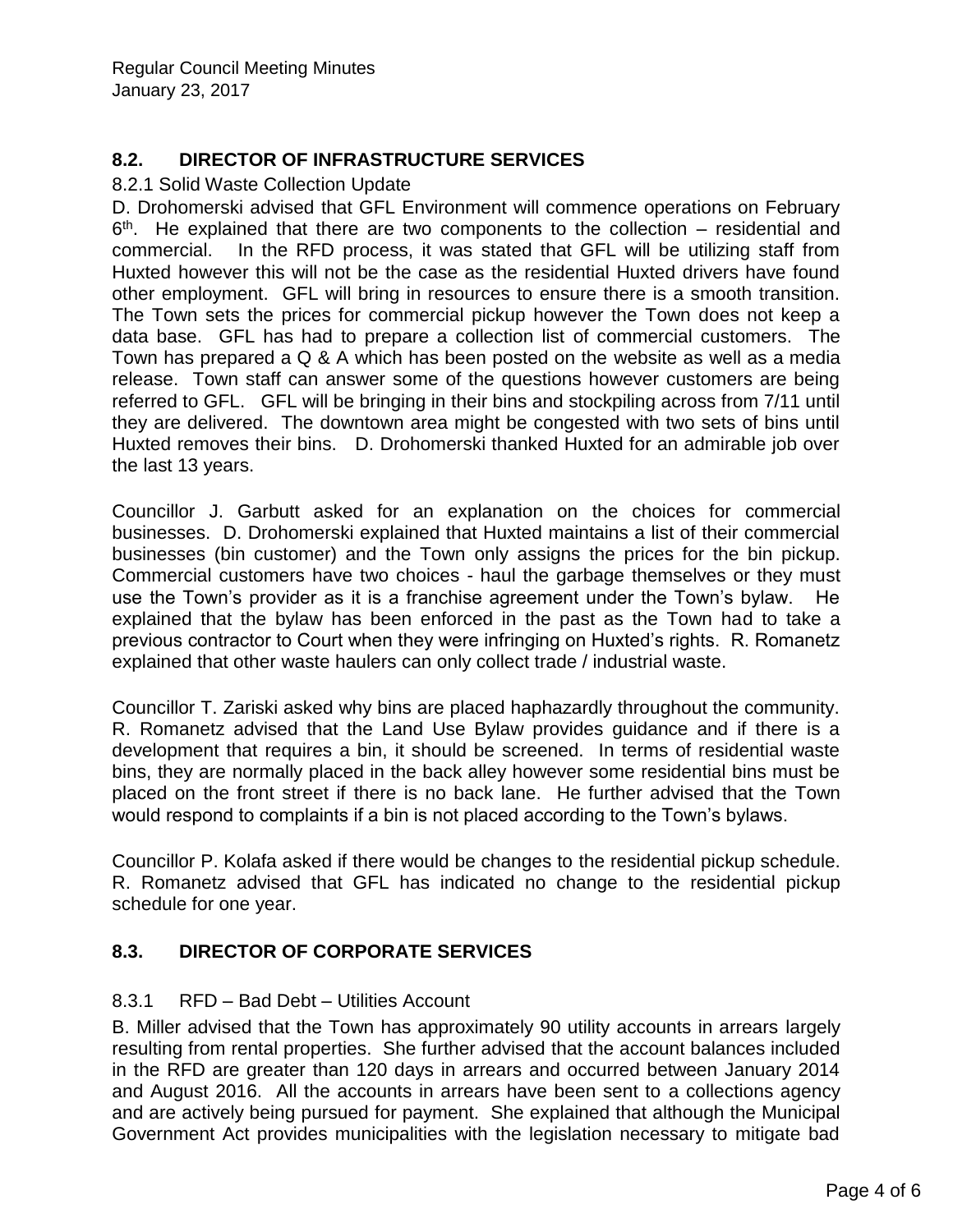## 8.2. DIRECTOR OF INFRASTRUCTURE SERVICES

8.2.1 Solid Waste Collection Update

D. Drohomerski advised that GFL Environment will commence operations on February 6th. He explained that there are two components to the collection – residential and commercial. In the RFD process, it was stated that GFL will be utilizing staff from Huxted however this will not be the case as the residential Huxted drivers have found other employment. GFL will bring in resources to ensure there is a smooth transition. The Town sets the prices for commercial pickup however the Town does not keep a data base. GFL has had to prepare a collection list of commercial customers. The Town has prepared a Q & A which has been posted on the website as well as a media release. Town staff can answer some of the questions however customers are being referred to GFL. GFL will be bringing in their bins and stockpiling across from 7/11 until they are delivered. The downtown area might be congested with two sets of bins until Huxted removes their bins. D. Drohomerski thanked Huxted for an admirable job over the last 13 years.

Councillor J. Garbutt asked for an explanation on the choices for commercial businesses. D. Drohomerski explained that Huxted maintains a list of their commercial businesses (bin customer) and the Town only assigns the prices for the bin pickup. Commercial customers have two choices - haul the garbage themselves or they must use the Town's provider as it is a franchise agreement under the Town's bylaw. He explained that the bylaw has been enforced in the past as the Town had to take a previous contractor to Court when they were infringing on Huxted's rights. R. Romanetz explained that other waste haulers can only collect trade / industrial waste.

Councillor T. Zariski asked why bins are placed haphazardly throughout the community. R. Romanetz advised that the Land Use Bylaw provides guidance and if there is a development that requires a bin, it should be screened. In terms of residential waste bins, they are normally placed in the back alley however some residential bins must be placed on the front street if there is no back lane. He further advised that the Town would respond to complaints if a bin is not placed according to the Town's bylaws.

Councillor P. Kolafa asked if there would be changes to the residential pickup schedule. R. Romanetz advised that GFL has indicated no change to the residential pickup schedule for one year.

## 8.3. DIRECTOR OF CORPORATE SERVICES

8.3.1 RFD – Bad Debt – Utilities Account

B. Miller advised that the Town has approximately 90 utility accounts in arrears largely resulting from rental properties. She further advised that the account balances included in the RFD are greater than 120 days in arrears and occurred between January 2014 and August 2016. All the accounts in arrears have been sent to a collections agency and are actively being pursued for payment. She explained that although the Municipal Government Act provides municipalities with the legislation necessary to mitigate bad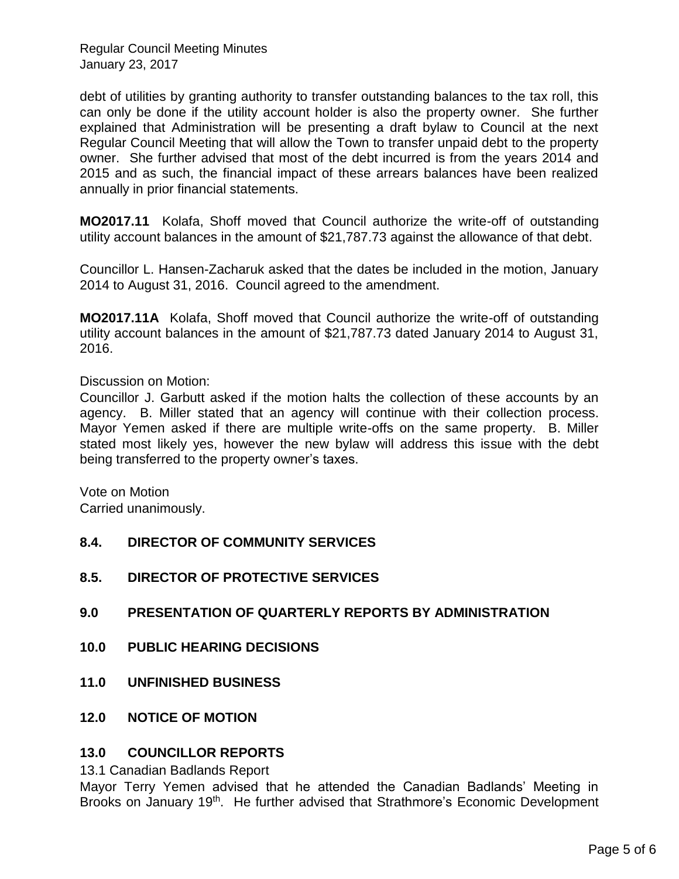debt of utilities by granting authority to transfer outstanding balances to the tax roll, this can only be done if the utility account holder is also the property owner. She further explained that Administration will be presenting a draft bylaw to Council at the next Regular Council Meeting that will allow the Town to transfer unpaid debt to the property owner. She further advised that most of the debt incurred is from the years 2014 and 2015 and as such, the financial impact of these arrears balances have been realized annually in prior financial statements.

**MO2017.11** Kolafa, Shoff moved that Council authorize the write-off of outstanding utility account balances in the amount of $21,787.73 against the allowance of that debt.

Councillor L. Hansen-Zacharuk asked that the dates be included in the motion, January 2014 to August 31, 2016. Council agreed to the amendment.

**MO2017.11A** Kolafa, Shoff moved that Council authorize the write-off of outstanding utility account balances in the amount of $21,787.73 dated January 2014 to August 31, 2016.

Discussion on Motion:
Councillor J. Garbutt asked if the motion halts the collection of these accounts by an agency. B. Miller stated that an agency will continue with their collection process. Mayor Yemen asked if there are multiple write-offs on the same property. B. Miller stated most likely yes, however the new bylaw will address this issue with the debt being transferred to the property owner's taxes.

Vote on Motion
Carried unanimously.

### 8.4. DIRECTOR OF COMMUNITY SERVICES

### 8.5. DIRECTOR OF PROTECTIVE SERVICES

## 9.0 PRESENTATION OF QUARTERLY REPORTS BY ADMINISTRATION

## 10.0 PUBLIC HEARING DECISIONS

## 11.0 UNFINISHED BUSINESS

## 12.0 NOTICE OF MOTION

## 13.0 COUNCILLOR REPORTS

13.1 Canadian Badlands Report
Mayor Terry Yemen advised that he attended the Canadian Badlands' Meeting in Brooks on January 19th. He further advised that Strathmore's Economic Development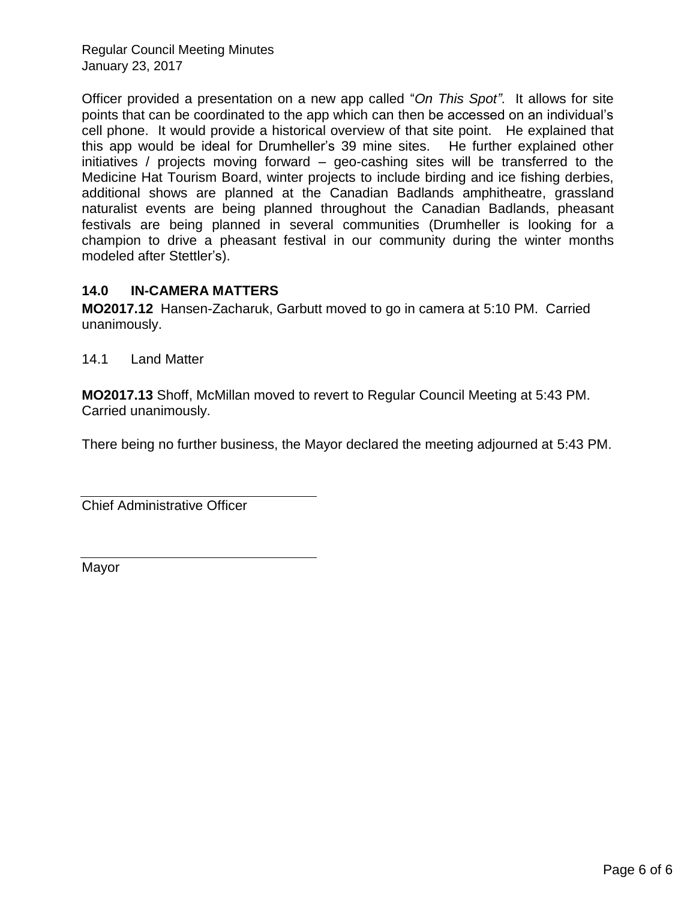Officer provided a presentation on a new app called "*On This Spot"*. It allows for site points that can be coordinated to the app which can then be accessed on an individual's cell phone. It would provide a historical overview of that site point. He explained that this app would be ideal for Drumheller's 39 mine sites. He further explained other initiatives / projects moving forward – geo-cashing sites will be transferred to the Medicine Hat Tourism Board, winter projects to include birding and ice fishing derbies, additional shows are planned at the Canadian Badlands amphitheatre, grassland naturalist events are being planned throughout the Canadian Badlands, pheasant festivals are being planned in several communities (Drumheller is looking for a champion to drive a pheasant festival in our community during the winter months modeled after Stettler's).

## 14.0 IN-CAMERA MATTERS

**MO2017.12** Hansen-Zacharuk, Garbutt moved to go in camera at 5:10 PM. Carried unanimously.

14.1 Land Matter

**MO2017.13** Shoff, McMillan moved to revert to Regular Council Meeting at 5:43 PM. Carried unanimously.

There being no further business, the Mayor declared the meeting adjourned at 5:43 PM.

Chief Administrative Officer

Mayor